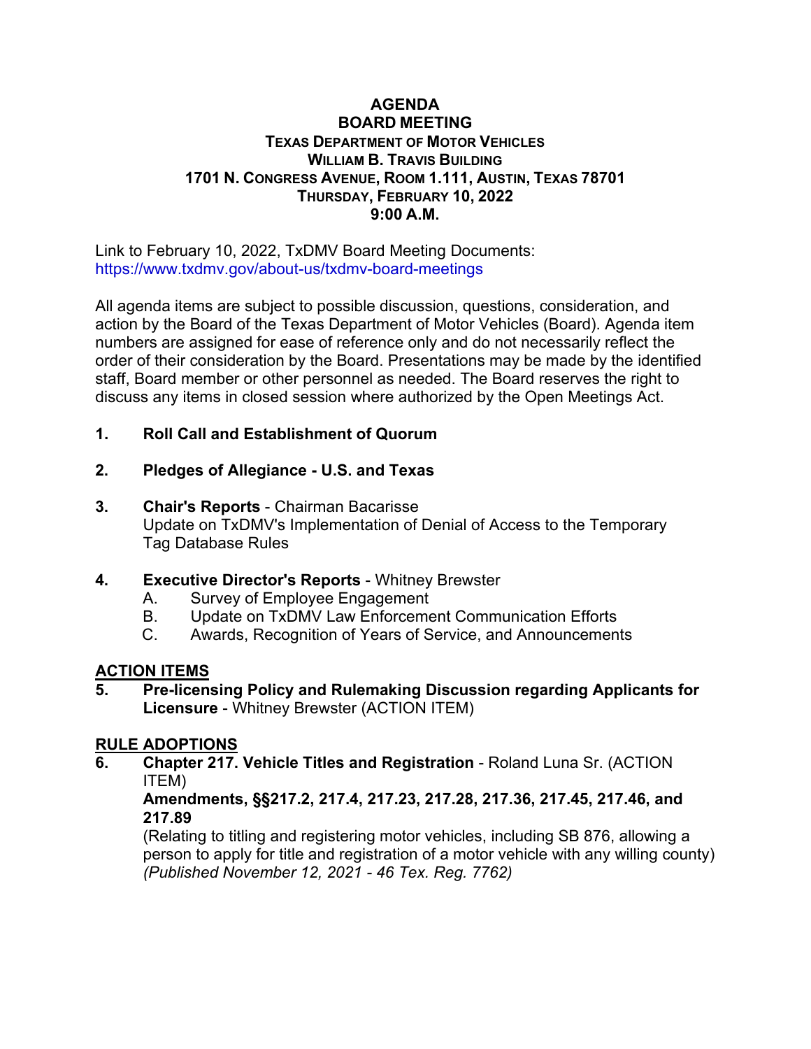# AGENDA
## BOARD MEETING
### TEXAS DEPARTMENT OF MOTOR VEHICLES
### WILLIAM B. TRAVIS BUILDING
### 1701 N. CONGRESS AVENUE, ROOM 1.111, AUSTIN, TEXAS 78701
### THURSDAY, FEBRUARY 10, 2022
### 9:00 A.M.

Link to February 10, 2022, TxDMV Board Meeting Documents:
https://www.txdmv.gov/about-us/txdmv-board-meetings

All agenda items are subject to possible discussion, questions, consideration, and action by the Board of the Texas Department of Motor Vehicles (Board). Agenda item numbers are assigned for ease of reference only and do not necessarily reflect the order of their consideration by the Board. Presentations may be made by the identified staff, Board member or other personnel as needed. The Board reserves the right to discuss any items in closed session where authorized by the Open Meetings Act.

1. **Roll Call and Establishment of Quorum**

2. **Pledges of Allegiance - U.S. and Texas**

3. **Chair's Reports** - Chairman Bacarisse
   Update on TxDMV's Implementation of Denial of Access to the Temporary Tag Database Rules

4. **Executive Director's Reports** - Whitney Brewster
   A. Survey of Employee Engagement
   B. Update on TxDMV Law Enforcement Communication Efforts
   C. Awards, Recognition of Years of Service, and Announcements

**ACTION ITEMS**

5. **Pre-licensing Policy and Rulemaking Discussion regarding Applicants for Licensure** - Whitney Brewster (ACTION ITEM)

**RULE ADOPTIONS**

6. **Chapter 217. Vehicle Titles and Registration** - Roland Luna Sr. (ACTION ITEM)
   **Amendments, §§217.2, 217.4, 217.23, 217.28, 217.36, 217.45, 217.46, and 217.89**
   (Relating to titling and registering motor vehicles, including SB 876, allowing a person to apply for title and registration of a motor vehicle with any willing county)
   *(Published November 12, 2021 - 46 Tex. Reg. 7762)*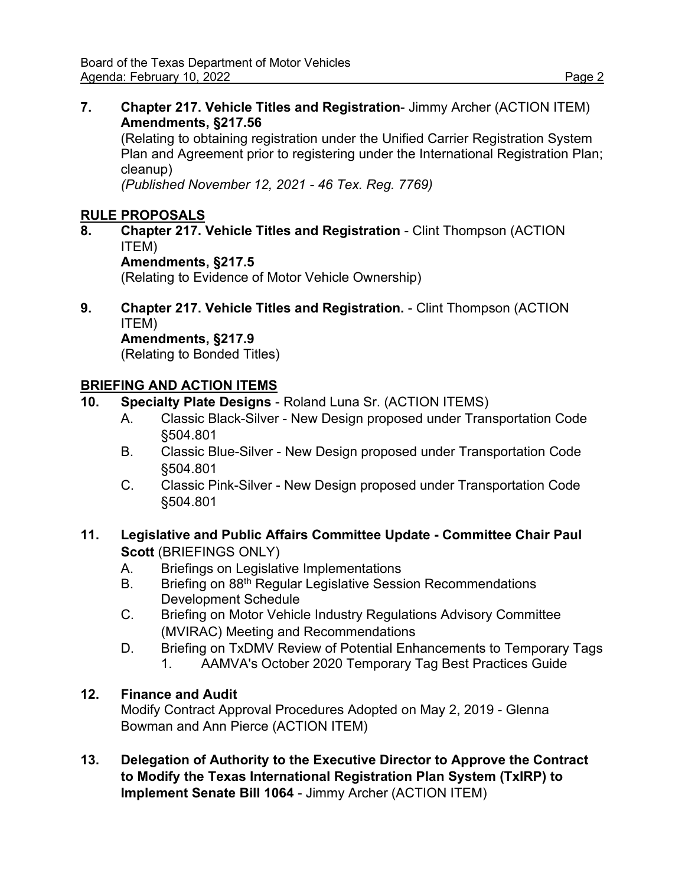7. **Chapter 217. Vehicle Titles and Registration**- Jimmy Archer (ACTION ITEM) **Amendments, §217.56**
   (Relating to obtaining registration under the Unified Carrier Registration System Plan and Agreement prior to registering under the International Registration Plan; cleanup)
   *(Published November 12, 2021 - 46 Tex. Reg. 7769)*

## RULE PROPOSALS

8. **Chapter 217. Vehicle Titles and Registration** - Clint Thompson (ACTION ITEM)
   **Amendments, §217.5**
   (Relating to Evidence of Motor Vehicle Ownership)

9. **Chapter 217. Vehicle Titles and Registration.** - Clint Thompson (ACTION ITEM)
   **Amendments, §217.9**
   (Relating to Bonded Titles)

## BRIEFING AND ACTION ITEMS

10. **Specialty Plate Designs** - Roland Luna Sr. (ACTION ITEMS)
    - A. Classic Black-Silver - New Design proposed under Transportation Code §504.801
    - B. Classic Blue-Silver - New Design proposed under Transportation Code §504.801
    - C. Classic Pink-Silver - New Design proposed under Transportation Code §504.801

11. **Legislative and Public Affairs Committee Update - Committee Chair Paul Scott** (BRIEFINGS ONLY)
    - A. Briefings on Legislative Implementations
    - B. Briefing on 88th Regular Legislative Session Recommendations Development Schedule
    - C. Briefing on Motor Vehicle Industry Regulations Advisory Committee (MVIRAC) Meeting and Recommendations
    - D. Briefing on TxDMV Review of Potential Enhancements to Temporary Tags
      1. AAMVA's October 2020 Temporary Tag Best Practices Guide

12. **Finance and Audit**
    Modify Contract Approval Procedures Adopted on May 2, 2019 - Glenna Bowman and Ann Pierce (ACTION ITEM)

13. **Delegation of Authority to the Executive Director to Approve the Contract to Modify the Texas International Registration Plan System (TxIRP) to Implement Senate Bill 1064** - Jimmy Archer (ACTION ITEM)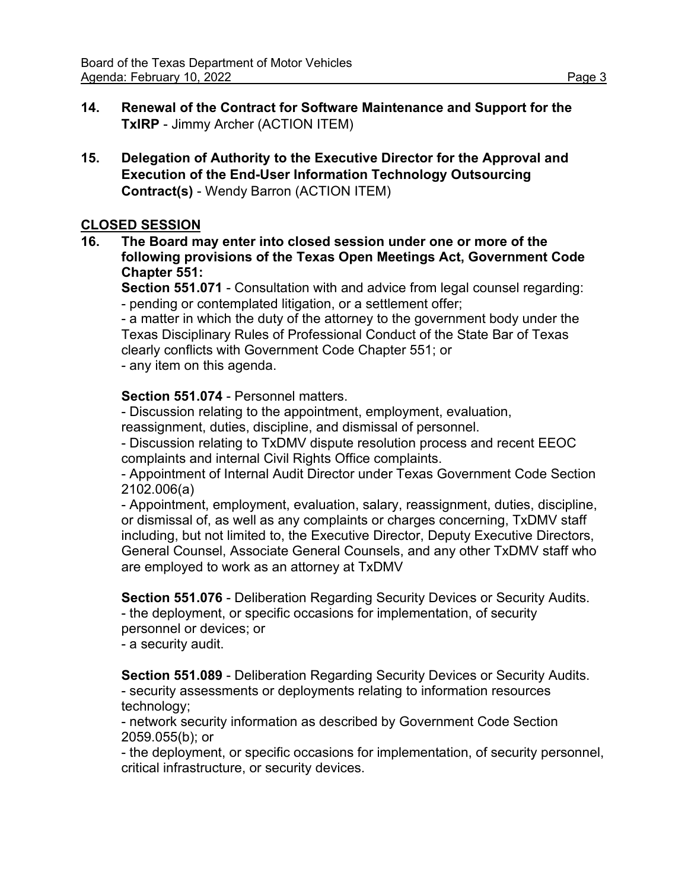**14. Renewal of the Contract for Software Maintenance and Support for the TxIRP** - Jimmy Archer (ACTION ITEM)

**15. Delegation of Authority to the Executive Director for the Approval and Execution of the End-User Information Technology Outsourcing Contract(s)** - Wendy Barron (ACTION ITEM)

## CLOSED SESSION

**16. The Board may enter into closed session under one or more of the following provisions of the Texas Open Meetings Act, Government Code Chapter 551:**

**Section 551.071** - Consultation with and advice from legal counsel regarding:
- pending or contemplated litigation, or a settlement offer;
- a matter in which the duty of the attorney to the government body under the Texas Disciplinary Rules of Professional Conduct of the State Bar of Texas clearly conflicts with Government Code Chapter 551; or
- any item on this agenda.

**Section 551.074** - Personnel matters.
- Discussion relating to the appointment, employment, evaluation, reassignment, duties, discipline, and dismissal of personnel.
- Discussion relating to TxDMV dispute resolution process and recent EEOC complaints and internal Civil Rights Office complaints.
- Appointment of Internal Audit Director under Texas Government Code Section 2102.006(a)
- Appointment, employment, evaluation, salary, reassignment, duties, discipline, or dismissal of, as well as any complaints or charges concerning, TxDMV staff including, but not limited to, the Executive Director, Deputy Executive Directors, General Counsel, Associate General Counsels, and any other TxDMV staff who are employed to work as an attorney at TxDMV

**Section 551.076** - Deliberation Regarding Security Devices or Security Audits.
- the deployment, or specific occasions for implementation, of security personnel or devices; or
- a security audit.

**Section 551.089** - Deliberation Regarding Security Devices or Security Audits.
- security assessments or deployments relating to information resources technology;
- network security information as described by Government Code Section 2059.055(b); or
- the deployment, or specific occasions for implementation, of security personnel, critical infrastructure, or security devices.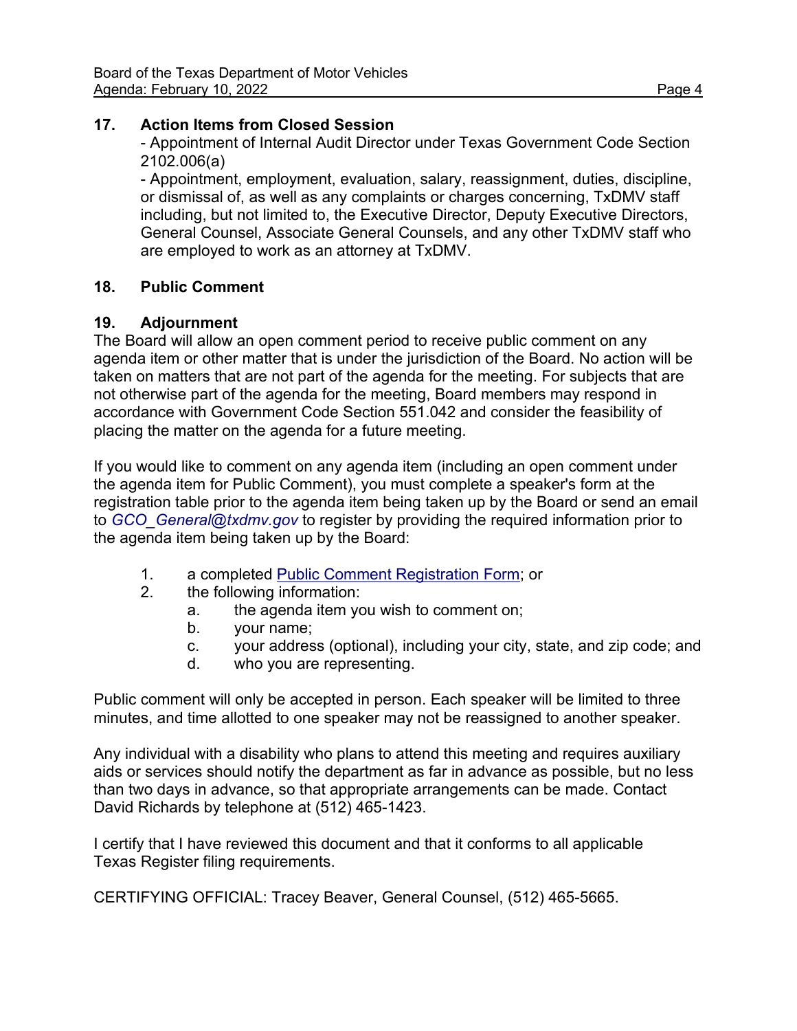## 17. Action Items from Closed Session

- Appointment of Internal Audit Director under Texas Government Code Section 2102.006(a)
- Appointment, employment, evaluation, salary, reassignment, duties, discipline, or dismissal of, as well as any complaints or charges concerning, TxDMV staff including, but not limited to, the Executive Director, Deputy Executive Directors, General Counsel, Associate General Counsels, and any other TxDMV staff who are employed to work as an attorney at TxDMV.

## 18. Public Comment

## 19. Adjournment

The Board will allow an open comment period to receive public comment on any agenda item or other matter that is under the jurisdiction of the Board. No action will be taken on matters that are not part of the agenda for the meeting. For subjects that are not otherwise part of the agenda for the meeting, Board members may respond in accordance with Government Code Section 551.042 and consider the feasibility of placing the matter on the agenda for a future meeting.

If you would like to comment on any agenda item (including an open comment under the agenda item for Public Comment), you must complete a speaker's form at the registration table prior to the agenda item being taken up by the Board or send an email to *GCO_General@txdmv.gov* to register by providing the required information prior to the agenda item being taken up by the Board:

1. a completed Public Comment Registration Form; or
2. the following information:
    a. the agenda item you wish to comment on;
    b. your name;
    c. your address (optional), including your city, state, and zip code; and
    d. who you are representing.

Public comment will only be accepted in person. Each speaker will be limited to three minutes, and time allotted to one speaker may not be reassigned to another speaker.

Any individual with a disability who plans to attend this meeting and requires auxiliary aids or services should notify the department as far in advance as possible, but no less than two days in advance, so that appropriate arrangements can be made. Contact David Richards by telephone at (512) 465-1423.

I certify that I have reviewed this document and that it conforms to all applicable Texas Register filing requirements.

CERTIFYING OFFICIAL: Tracey Beaver, General Counsel, (512) 465-5665.